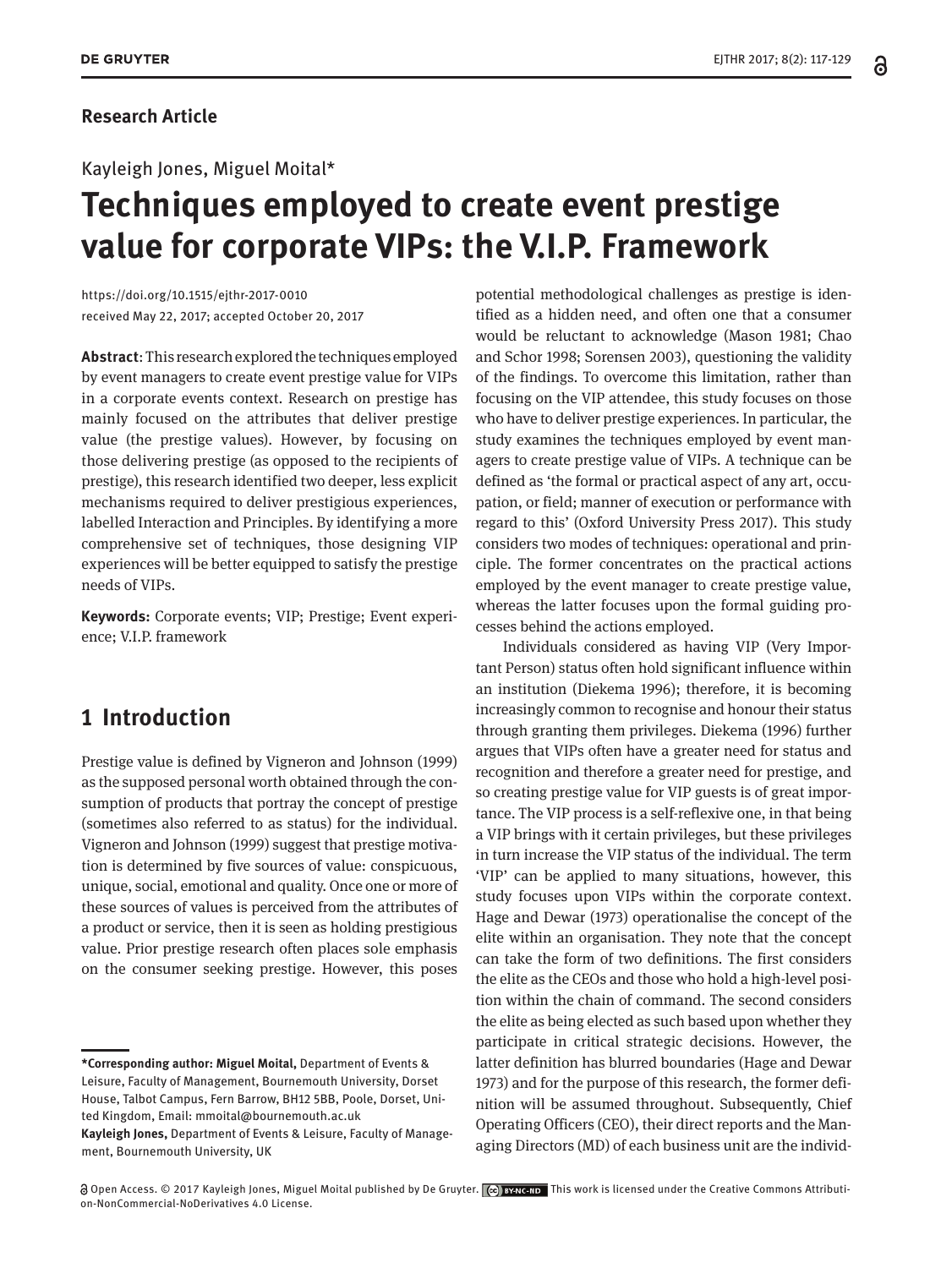**Research Article**

Kayleigh Jones, Miguel Moital*

# Techniques employed to create event prestige value for corporate VIPs: the V.I.P. Framework

https://doi.org/10.1515/ejthr-2017-0010
received May 22, 2017; accepted October 20, 2017

**Abstract**: This research explored the techniques employed by event managers to create event prestige value for VIPs in a corporate events context. Research on prestige has mainly focused on the attributes that deliver prestige value (the prestige values). However, by focusing on those delivering prestige (as opposed to the recipients of prestige), this research identified two deeper, less explicit mechanisms required to deliver prestigious experiences, labelled Interaction and Principles. By identifying a more comprehensive set of techniques, those designing VIP experiences will be better equipped to satisfy the prestige needs of VIPs.

**Keywords:** Corporate events; VIP; Prestige; Event experience; V.I.P. framework

## 1 Introduction

Prestige value is defined by Vigneron and Johnson (1999) as the supposed personal worth obtained through the consumption of products that portray the concept of prestige (sometimes also referred to as status) for the individual. Vigneron and Johnson (1999) suggest that prestige motivation is determined by five sources of value: conspicuous, unique, social, emotional and quality. Once one or more of these sources of values is perceived from the attributes of a product or service, then it is seen as holding prestigious value. Prior prestige research often places sole emphasis on the consumer seeking prestige. However, this poses potential methodological challenges as prestige is identified as a hidden need, and often one that a consumer would be reluctant to acknowledge (Mason 1981; Chao and Schor 1998; Sorensen 2003), questioning the validity of the findings. To overcome this limitation, rather than focusing on the VIP attendee, this study focuses on those who have to deliver prestige experiences. In particular, the study examines the techniques employed by event managers to create prestige value of VIPs. A technique can be defined as 'the formal or practical aspect of any art, occupation, or field; manner of execution or performance with regard to this' (Oxford University Press 2017). This study considers two modes of techniques: operational and principle. The former concentrates on the practical actions employed by the event manager to create prestige value, whereas the latter focuses upon the formal guiding processes behind the actions employed.

Individuals considered as having VIP (Very Important Person) status often hold significant influence within an institution (Diekema 1996); therefore, it is becoming increasingly common to recognise and honour their status through granting them privileges. Diekema (1996) further argues that VIPs often have a greater need for status and recognition and therefore a greater need for prestige, and so creating prestige value for VIP guests is of great importance. The VIP process is a self-reflexive one, in that being a VIP brings with it certain privileges, but these privileges in turn increase the VIP status of the individual. The term 'VIP' can be applied to many situations, however, this study focuses upon VIPs within the corporate context. Hage and Dewar (1973) operationalise the concept of the elite within an organisation. They note that the concept can take the form of two definitions. The first considers the elite as the CEOs and those who hold a high-level position within the chain of command. The second considers the elite as being elected as such based upon whether they participate in critical strategic decisions. However, the latter definition has blurred boundaries (Hage and Dewar 1973) and for the purpose of this research, the former definition will be assumed throughout. Subsequently, Chief Operating Officers (CEO), their direct reports and the Managing Directors (MD) of each business unit are the individ-

**\*Corresponding author: Miguel Moital,** Department of Events & Leisure, Faculty of Management, Bournemouth University, Dorset House, Talbot Campus, Fern Barrow, BH12 5BB, Poole, Dorset, United Kingdom, Email: mmoital@bournemouth.ac.uk
**Kayleigh Jones,** Department of Events & Leisure, Faculty of Management, Bournemouth University, UK

Open Access. © 2017 Kayleigh Jones, Miguel Moital published by De Gruyter. This work is licensed under the Creative Commons Attribution-NonCommercial-NoDerivatives 4.0 License.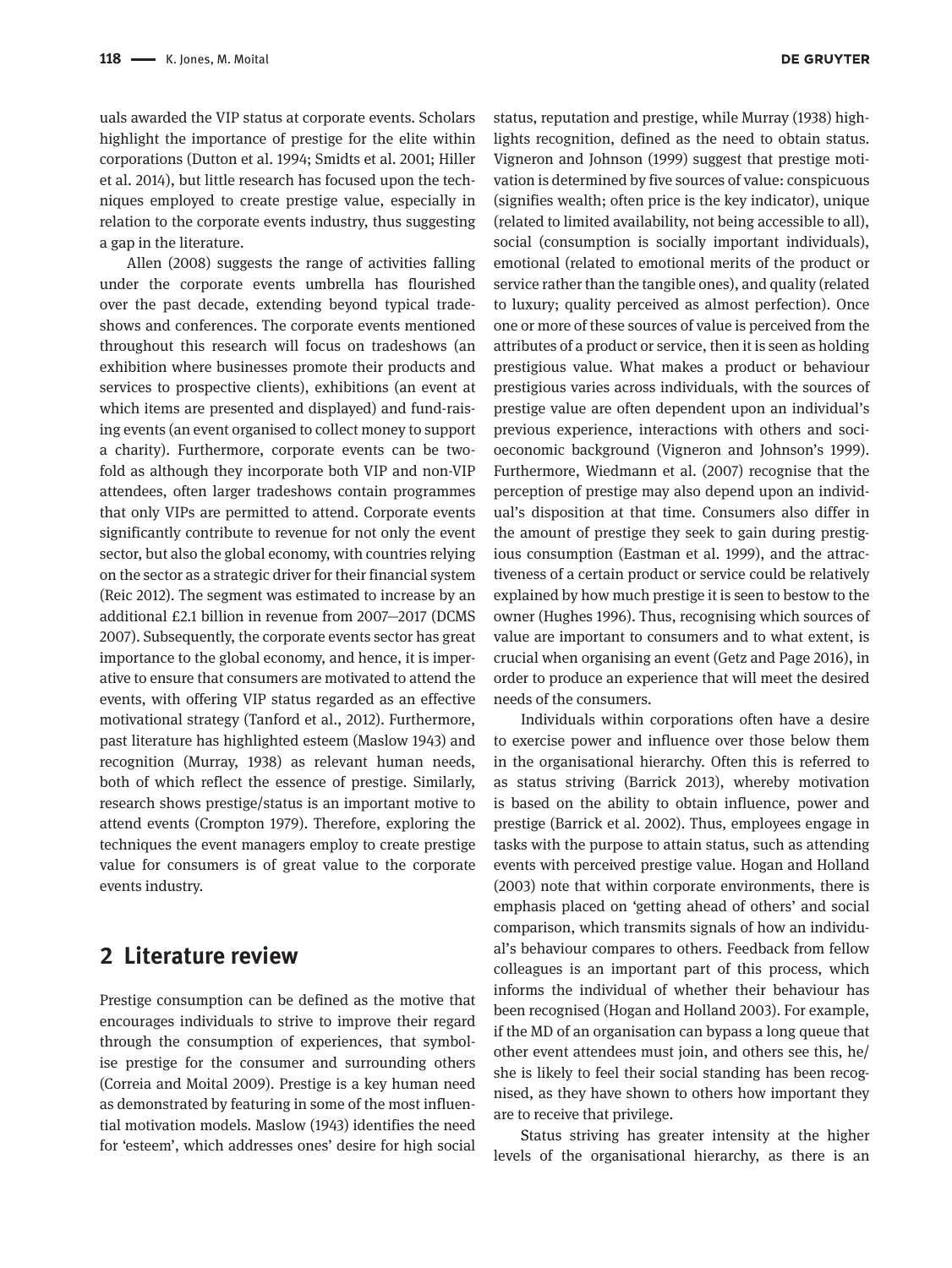uals awarded the VIP status at corporate events. Scholars highlight the importance of prestige for the elite within corporations (Dutton et al. 1994; Smidts et al. 2001; Hiller et al. 2014), but little research has focused upon the techniques employed to create prestige value, especially in relation to the corporate events industry, thus suggesting a gap in the literature.

Allen (2008) suggests the range of activities falling under the corporate events umbrella has flourished over the past decade, extending beyond typical tradeshows and conferences. The corporate events mentioned throughout this research will focus on tradeshows (an exhibition where businesses promote their products and services to prospective clients), exhibitions (an event at which items are presented and displayed) and fund-raising events (an event organised to collect money to support a charity). Furthermore, corporate events can be twofold as although they incorporate both VIP and non-VIP attendees, often larger tradeshows contain programmes that only VIPs are permitted to attend. Corporate events significantly contribute to revenue for not only the event sector, but also the global economy, with countries relying on the sector as a strategic driver for their financial system (Reic 2012). The segment was estimated to increase by an additional £2.1 billion in revenue from 2007–2017 (DCMS 2007). Subsequently, the corporate events sector has great importance to the global economy, and hence, it is imperative to ensure that consumers are motivated to attend the events, with offering VIP status regarded as an effective motivational strategy (Tanford et al., 2012). Furthermore, past literature has highlighted esteem (Maslow 1943) and recognition (Murray, 1938) as relevant human needs, both of which reflect the essence of prestige. Similarly, research shows prestige/status is an important motive to attend events (Crompton 1979). Therefore, exploring the techniques the event managers employ to create prestige value for consumers is of great value to the corporate events industry.

## 2 Literature review

Prestige consumption can be defined as the motive that encourages individuals to strive to improve their regard through the consumption of experiences, that symbolise prestige for the consumer and surrounding others (Correia and Moital 2009). Prestige is a key human need as demonstrated by featuring in some of the most influential motivation models. Maslow (1943) identifies the need for 'esteem', which addresses ones' desire for high social status, reputation and prestige, while Murray (1938) highlights recognition, defined as the need to obtain status. Vigneron and Johnson (1999) suggest that prestige motivation is determined by five sources of value: conspicuous (signifies wealth; often price is the key indicator), unique (related to limited availability, not being accessible to all), social (consumption is socially important individuals), emotional (related to emotional merits of the product or service rather than the tangible ones), and quality (related to luxury; quality perceived as almost perfection). Once one or more of these sources of value is perceived from the attributes of a product or service, then it is seen as holding prestigious value. What makes a product or behaviour prestigious varies across individuals, with the sources of prestige value are often dependent upon an individual's previous experience, interactions with others and socioeconomic background (Vigneron and Johnson's 1999). Furthermore, Wiedmann et al. (2007) recognise that the perception of prestige may also depend upon an individual's disposition at that time. Consumers also differ in the amount of prestige they seek to gain during prestigious consumption (Eastman et al. 1999), and the attractiveness of a certain product or service could be relatively explained by how much prestige it is seen to bestow to the owner (Hughes 1996). Thus, recognising which sources of value are important to consumers and to what extent, is crucial when organising an event (Getz and Page 2016), in order to produce an experience that will meet the desired needs of the consumers.

Individuals within corporations often have a desire to exercise power and influence over those below them in the organisational hierarchy. Often this is referred to as status striving (Barrick 2013), whereby motivation is based on the ability to obtain influence, power and prestige (Barrick et al. 2002). Thus, employees engage in tasks with the purpose to attain status, such as attending events with perceived prestige value. Hogan and Holland (2003) note that within corporate environments, there is emphasis placed on 'getting ahead of others' and social comparison, which transmits signals of how an individual's behaviour compares to others. Feedback from fellow colleagues is an important part of this process, which informs the individual of whether their behaviour has been recognised (Hogan and Holland 2003). For example, if the MD of an organisation can bypass a long queue that other event attendees must join, and others see this, he/she is likely to feel their social standing has been recognised, as they have shown to others how important they are to receive that privilege.

Status striving has greater intensity at the higher levels of the organisational hierarchy, as there is an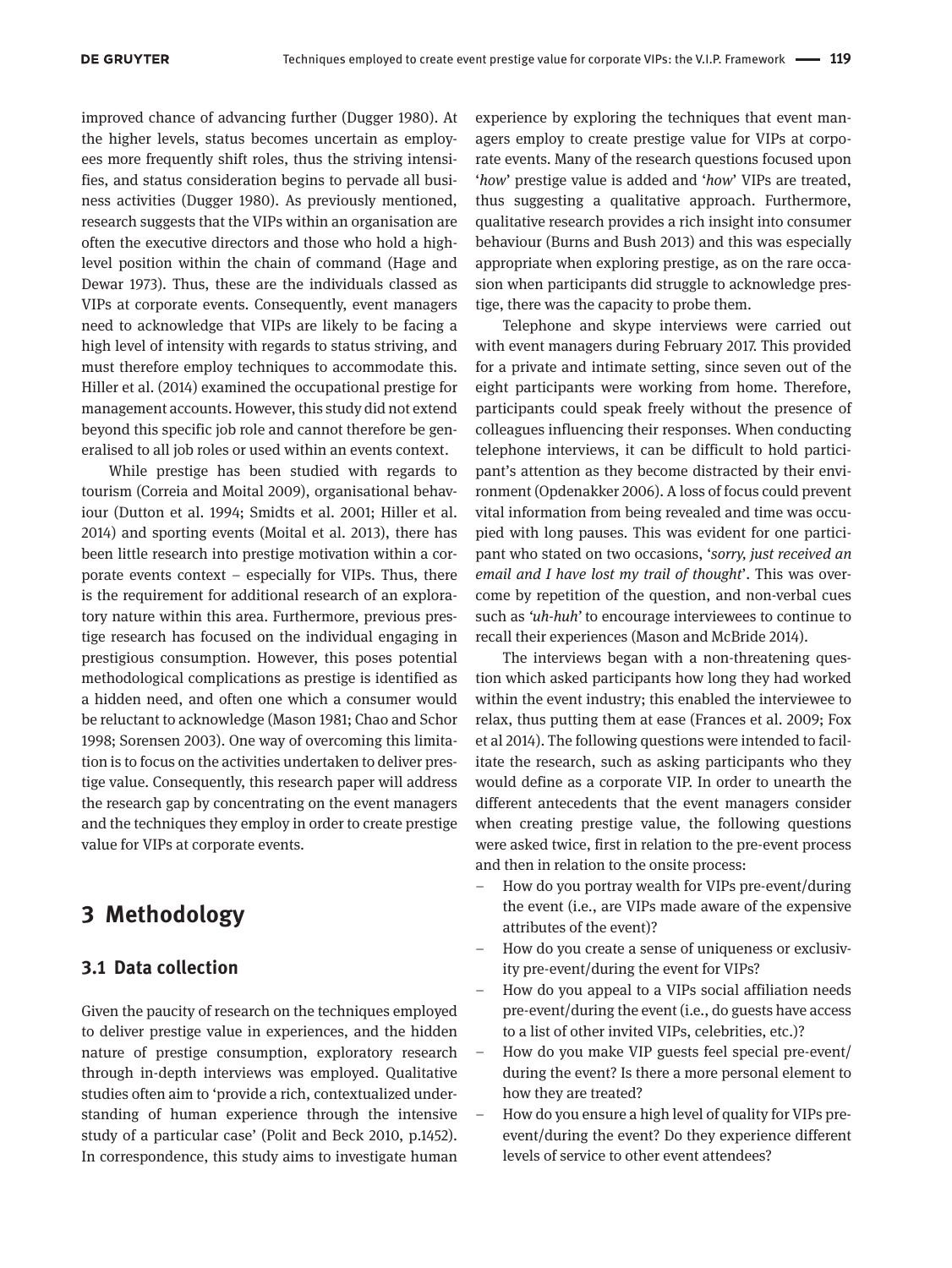improved chance of advancing further (Dugger 1980). At the higher levels, status becomes uncertain as employees more frequently shift roles, thus the striving intensifies, and status consideration begins to pervade all business activities (Dugger 1980). As previously mentioned, research suggests that the VIPs within an organisation are often the executive directors and those who hold a high-level position within the chain of command (Hage and Dewar 1973). Thus, these are the individuals classed as VIPs at corporate events. Consequently, event managers need to acknowledge that VIPs are likely to be facing a high level of intensity with regards to status striving, and must therefore employ techniques to accommodate this. Hiller et al. (2014) examined the occupational prestige for management accounts. However, this study did not extend beyond this specific job role and cannot therefore be generalised to all job roles or used within an events context.

While prestige has been studied with regards to tourism (Correia and Moital 2009), organisational behaviour (Dutton et al. 1994; Smidts et al. 2001; Hiller et al. 2014) and sporting events (Moital et al. 2013), there has been little research into prestige motivation within a corporate events context – especially for VIPs. Thus, there is the requirement for additional research of an exploratory nature within this area. Furthermore, previous prestige research has focused on the individual engaging in prestigious consumption. However, this poses potential methodological complications as prestige is identified as a hidden need, and often one which a consumer would be reluctant to acknowledge (Mason 1981; Chao and Schor 1998; Sorensen 2003). One way of overcoming this limitation is to focus on the activities undertaken to deliver prestige value. Consequently, this research paper will address the research gap by concentrating on the event managers and the techniques they employ in order to create prestige value for VIPs at corporate events.

## 3 Methodology

### 3.1 Data collection

Given the paucity of research on the techniques employed to deliver prestige value in experiences, and the hidden nature of prestige consumption, exploratory research through in-depth interviews was employed. Qualitative studies often aim to 'provide a rich, contextualized understanding of human experience through the intensive study of a particular case' (Polit and Beck 2010, p.1452). In correspondence, this study aims to investigate human experience by exploring the techniques that event managers employ to create prestige value for VIPs at corporate events. Many of the research questions focused upon '*how*' prestige value is added and '*how*' VIPs are treated, thus suggesting a qualitative approach. Furthermore, qualitative research provides a rich insight into consumer behaviour (Burns and Bush 2013) and this was especially appropriate when exploring prestige, as on the rare occasion when participants did struggle to acknowledge prestige, there was the capacity to probe them.

Telephone and skype interviews were carried out with event managers during February 2017. This provided for a private and intimate setting, since seven out of the eight participants were working from home. Therefore, participants could speak freely without the presence of colleagues influencing their responses. When conducting telephone interviews, it can be difficult to hold participant's attention as they become distracted by their environment (Opdenakker 2006). A loss of focus could prevent vital information from being revealed and time was occupied with long pauses. This was evident for one participant who stated on two occasions, '*sorry, just received an email and I have lost my trail of thought*'. This was overcome by repetition of the question, and non-verbal cues such as *'uh-huh'* to encourage interviewees to continue to recall their experiences (Mason and McBride 2014).

The interviews began with a non-threatening question which asked participants how long they had worked within the event industry; this enabled the interviewee to relax, thus putting them at ease (Frances et al. 2009; Fox et al 2014). The following questions were intended to facilitate the research, such as asking participants who they would define as a corporate VIP. In order to unearth the different antecedents that the event managers consider when creating prestige value, the following questions were asked twice, first in relation to the pre-event process and then in relation to the onsite process:

- How do you portray wealth for VIPs pre-event/during the event (i.e., are VIPs made aware of the expensive attributes of the event)?
- How do you create a sense of uniqueness or exclusivity pre-event/during the event for VIPs?
- How do you appeal to a VIPs social affiliation needs pre-event/during the event (i.e., do guests have access to a list of other invited VIPs, celebrities, etc.)?
- How do you make VIP guests feel special pre-event/during the event? Is there a more personal element to how they are treated?
- How do you ensure a high level of quality for VIPs pre-event/during the event? Do they experience different levels of service to other event attendees?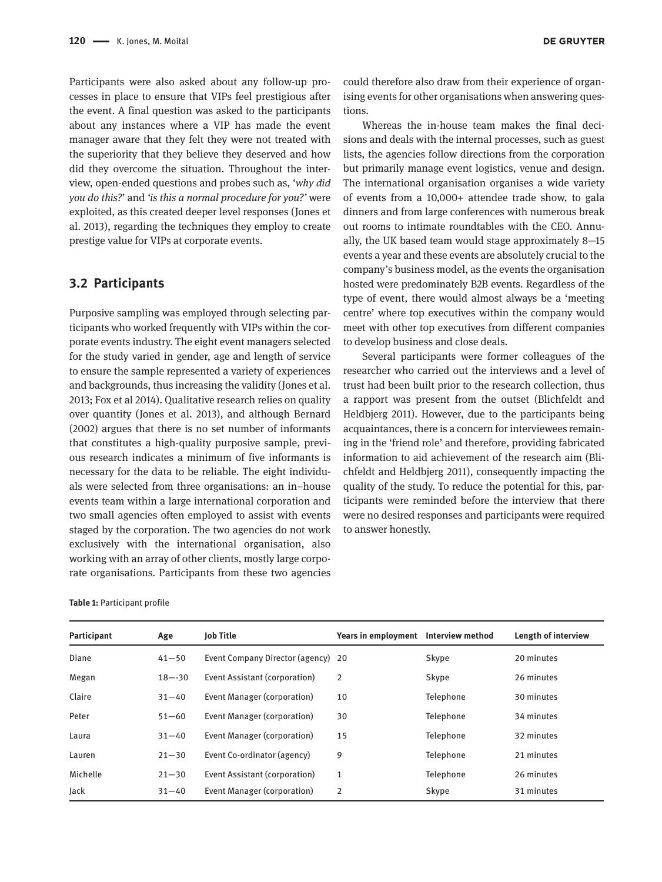Participants were also asked about any follow-up processes in place to ensure that VIPs feel prestigious after the event. A final question was asked to the participants about any instances where a VIP has made the event manager aware that they felt they were not treated with the superiority that they believe they deserved and how did they overcome the situation. Throughout the interview, open-ended questions and probes such as, '*why did you do this?*' and '*is this a normal procedure for you?*' were exploited, as this created deeper level responses (Jones et al. 2013), regarding the techniques they employ to create prestige value for VIPs at corporate events.

### 3.2 Participants

Purposive sampling was employed through selecting participants who worked frequently with VIPs within the corporate events industry. The eight event managers selected for the study varied in gender, age and length of service to ensure the sample represented a variety of experiences and backgrounds, thus increasing the validity (Jones et al. 2013; Fox et al 2014). Qualitative research relies on quality over quantity (Jones et al. 2013), and although Bernard (2002) argues that there is no set number of informants that constitutes a high-quality purposive sample, previous research indicates a minimum of five informants is necessary for the data to be reliable. The eight individuals were selected from three organisations: an in–house events team within a large international corporation and two small agencies often employed to assist with events staged by the corporation. The two agencies do not work exclusively with the international organisation, also working with an array of other clients, mostly large corporate organisations. Participants from these two agencies could therefore also draw from their experience of organising events for other organisations when answering questions.

Whereas the in-house team makes the final decisions and deals with the internal processes, such as guest lists, the agencies follow directions from the corporation but primarily manage event logistics, venue and design. The international organisation organises a wide variety of events from a 10,000+ attendee trade show, to gala dinners and from large conferences with numerous break out rooms to intimate roundtables with the CEO. Annually, the UK based team would stage approximately 8—15 events a year and these events are absolutely crucial to the company's business model, as the events the organisation hosted were predominately B2B events. Regardless of the type of event, there would almost always be a 'meeting centre' where top executives within the company would meet with other top executives from different companies to develop business and close deals.

Several participants were former colleagues of the researcher who carried out the interviews and a level of trust had been built prior to the research collection, thus a rapport was present from the outset (Blichfeldt and Heldbjerg 2011). However, due to the participants being acquaintances, there is a concern for interviewees remaining in the 'friend role' and therefore, providing fabricated information to aid achievement of the research aim (Blichfeldt and Heldbjerg 2011), consequently impacting the quality of the study. To reduce the potential for this, participants were reminded before the interview that there were no desired responses and participants were required to answer honestly.

**Table 1:** Participant profile

| Participant | Age | Job Title | Years in employment | Interview method | Length of interview |
|---|---|---|---|---|---|
| Diane | 41—50 | Event Company Director (agency) | 20 | Skype | 20 minutes |
| Megan | 18—-30 | Event Assistant (corporation) | 2 | Skype | 26 minutes |
| Claire | 31—40 | Event Manager (corporation) | 10 | Telephone | 30 minutes |
| Peter | 51—60 | Event Manager (corporation) | 30 | Telephone | 34 minutes |
| Laura | 31—40 | Event Manager (corporation) | 15 | Telephone | 32 minutes |
| Lauren | 21—30 | Event Co-ordinator (agency) | 9 | Telephone | 21 minutes |
| Michelle | 21—30 | Event Assistant (corporation) | 1 | Telephone | 26 minutes |
| Jack | 31—40 | Event Manager (corporation) | 2 | Skype | 31 minutes |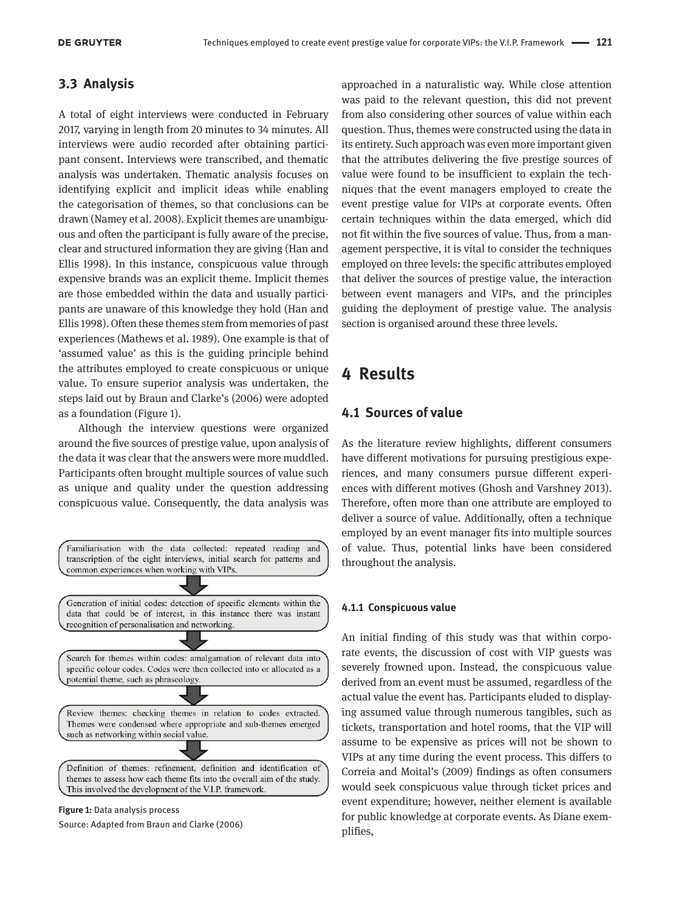## 3.3 Analysis

A total of eight interviews were conducted in February 2017, varying in length from 20 minutes to 34 minutes. All interviews were audio recorded after obtaining participant consent. Interviews were transcribed, and thematic analysis was undertaken. Thematic analysis focuses on identifying explicit and implicit ideas while enabling the categorisation of themes, so that conclusions can be drawn (Namey et al. 2008). Explicit themes are unambiguous and often the participant is fully aware of the precise, clear and structured information they are giving (Han and Ellis 1998). In this instance, conspicuous value through expensive brands was an explicit theme. Implicit themes are those embedded within the data and usually participants are unaware of this knowledge they hold (Han and Ellis 1998). Often these themes stem from memories of past experiences (Mathews et al. 1989). One example is that of 'assumed value' as this is the guiding principle behind the attributes employed to create conspicuous or unique value. To ensure superior analysis was undertaken, the steps laid out by Braun and Clarke's (2006) were adopted as a foundation (Figure 1).

Although the interview questions were organized around the five sources of prestige value, upon analysis of the data it was clear that the answers were more muddled. Participants often brought multiple sources of value such as unique and quality under the question addressing conspicuous value. Consequently, the data analysis was

Familiarisation with the data collected: repeated reading and transcription of the eight interviews, initial search for patterns and common experiences when working with VIPs.

↓

Generation of initial codes: detection of specific elements within the data that could be of interest, in this instance there was instant recognition of personalisation and networking.

↓

Search for themes within codes: amalgamation of relevant data into specific colour codes. Codes were then collected into or allocated as a potential theme, such as phraseology.

↓

Review themes: checking themes in relation to codes extracted. Themes were condensed where appropriate and sub-themes emerged such as networking within social value.

↓

Definition of themes: refinement, definition and identification of themes to assess how each theme fits into the overall aim of the study. This involved the development of the V.I.P. framework.

**Figure 1:** Data analysis process

Source: Adapted from Braun and Clarke (2006)

approached in a naturalistic way. While close attention was paid to the relevant question, this did not prevent from also considering other sources of value within each question. Thus, themes were constructed using the data in its entirety. Such approach was even more important given that the attributes delivering the five prestige sources of value were found to be insufficient to explain the techniques that the event managers employed to create the event prestige value for VIPs at corporate events. Often certain techniques within the data emerged, which did not fit within the five sources of value. Thus, from a management perspective, it is vital to consider the techniques employed on three levels: the specific attributes employed that deliver the sources of prestige value, the interaction between event managers and VIPs, and the principles guiding the deployment of prestige value. The analysis section is organised around these three levels.

# 4 Results

## 4.1 Sources of value

As the literature review highlights, different consumers have different motivations for pursuing prestigious experiences, and many consumers pursue different experiences with different motives (Ghosh and Varshney 2013). Therefore, often more than one attribute are employed to deliver a source of value. Additionally, often a technique employed by an event manager fits into multiple sources of value. Thus, potential links have been considered throughout the analysis.

#### 4.1.1 Conspicuous value

An initial finding of this study was that within corporate events, the discussion of cost with VIP guests was severely frowned upon. Instead, the conspicuous value derived from an event must be assumed, regardless of the actual value the event has. Participants eluded to displaying assumed value through numerous tangibles, such as tickets, transportation and hotel rooms, that the VIP will assume to be expensive as prices will not be shown to VIPs at any time during the event process. This differs to Correia and Moital's (2009) findings as often consumers would seek conspicuous value through ticket prices and event expenditure; however, neither element is available for public knowledge at corporate events. As Diane exemplifies,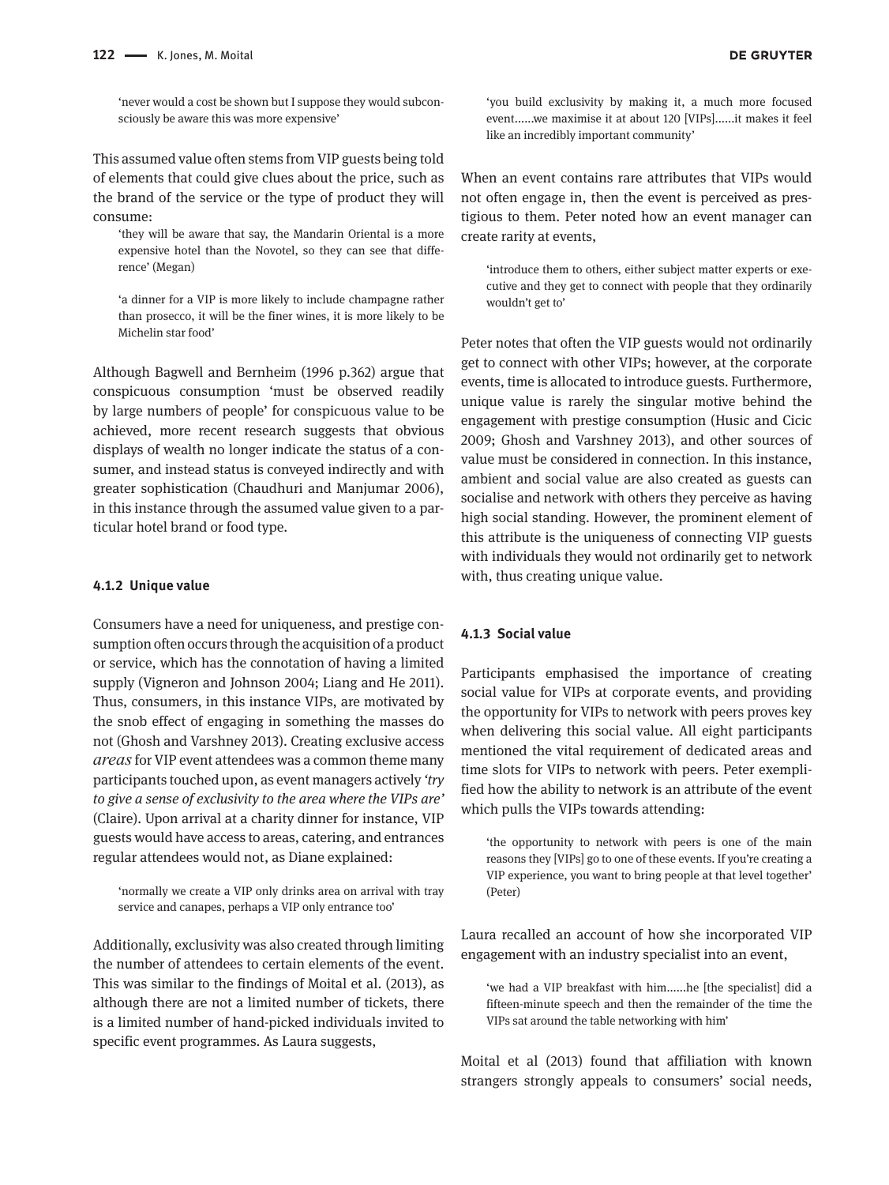'never would a cost be shown but I suppose they would subconsciously be aware this was more expensive'

This assumed value often stems from VIP guests being told of elements that could give clues about the price, such as the brand of the service or the type of product they will consume:

> 'they will be aware that say, the Mandarin Oriental is a more expensive hotel than the Novotel, so they can see that difference' (Megan)

> 'a dinner for a VIP is more likely to include champagne rather than prosecco, it will be the finer wines, it is more likely to be Michelin star food'

Although Bagwell and Bernheim (1996 p.362) argue that conspicuous consumption 'must be observed readily by large numbers of people' for conspicuous value to be achieved, more recent research suggests that obvious displays of wealth no longer indicate the status of a consumer, and instead status is conveyed indirectly and with greater sophistication (Chaudhuri and Manjumar 2006), in this instance through the assumed value given to a particular hotel brand or food type.

#### 4.1.2 Unique value

Consumers have a need for uniqueness, and prestige consumption often occurs through the acquisition of a product or service, which has the connotation of having a limited supply (Vigneron and Johnson 2004; Liang and He 2011). Thus, consumers, in this instance VIPs, are motivated by the snob effect of engaging in something the masses do not (Ghosh and Varshney 2013). Creating exclusive access *areas* for VIP event attendees was a common theme many participants touched upon, as event managers actively *'try to give a sense of exclusivity to the area where the VIPs are'* (Claire). Upon arrival at a charity dinner for instance, VIP guests would have access to areas, catering, and entrances regular attendees would not, as Diane explained:

> 'normally we create a VIP only drinks area on arrival with tray service and canapes, perhaps a VIP only entrance too'

Additionally, exclusivity was also created through limiting the number of attendees to certain elements of the event. This was similar to the findings of Moital et al. (2013), as although there are not a limited number of tickets, there is a limited number of hand-picked individuals invited to specific event programmes. As Laura suggests,

> 'you build exclusivity by making it, a much more focused event……we maximise it at about 120 [VIPs]……it makes it feel like an incredibly important community'

When an event contains rare attributes that VIPs would not often engage in, then the event is perceived as prestigious to them. Peter noted how an event manager can create rarity at events,

> 'introduce them to others, either subject matter experts or executive and they get to connect with people that they ordinarily wouldn't get to'

Peter notes that often the VIP guests would not ordinarily get to connect with other VIPs; however, at the corporate events, time is allocated to introduce guests. Furthermore, unique value is rarely the singular motive behind the engagement with prestige consumption (Husic and Cicic 2009; Ghosh and Varshney 2013), and other sources of value must be considered in connection. In this instance, ambient and social value are also created as guests can socialise and network with others they perceive as having high social standing. However, the prominent element of this attribute is the uniqueness of connecting VIP guests with individuals they would not ordinarily get to network with, thus creating unique value.

#### 4.1.3 Social value

Participants emphasised the importance of creating social value for VIPs at corporate events, and providing the opportunity for VIPs to network with peers proves key when delivering this social value. All eight participants mentioned the vital requirement of dedicated areas and time slots for VIPs to network with peers. Peter exemplified how the ability to network is an attribute of the event which pulls the VIPs towards attending:

> 'the opportunity to network with peers is one of the main reasons they [VIPs] go to one of these events. If you're creating a VIP experience, you want to bring people at that level together' (Peter)

Laura recalled an account of how she incorporated VIP engagement with an industry specialist into an event,

> 'we had a VIP breakfast with him……he [the specialist] did a fifteen-minute speech and then the remainder of the time the VIPs sat around the table networking with him'

Moital et al (2013) found that affiliation with known strangers strongly appeals to consumers' social needs,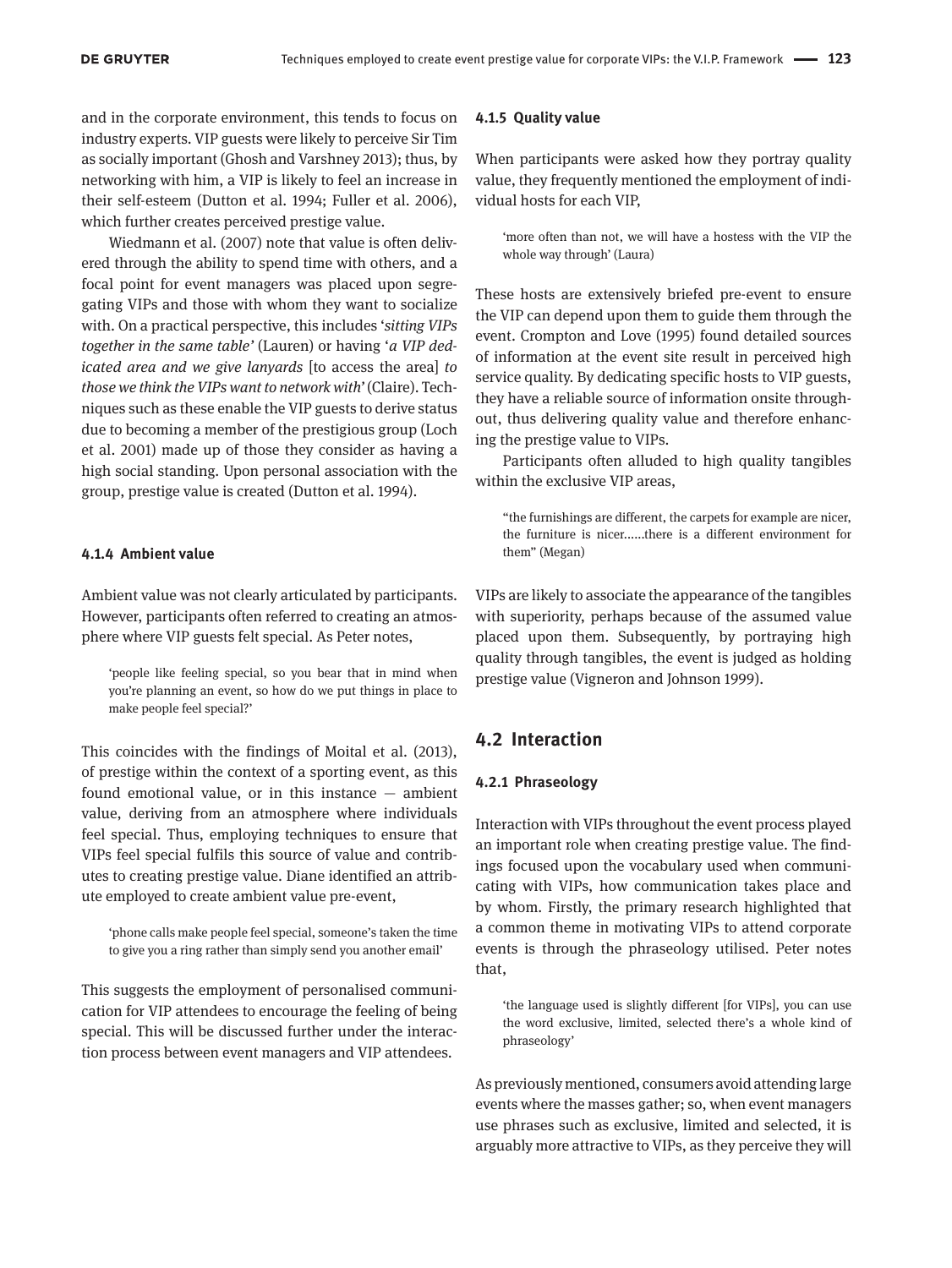and in the corporate environment, this tends to focus on industry experts. VIP guests were likely to perceive Sir Tim as socially important (Ghosh and Varshney 2013); thus, by networking with him, a VIP is likely to feel an increase in their self-esteem (Dutton et al. 1994; Fuller et al. 2006), which further creates perceived prestige value.

Wiedmann et al. (2007) note that value is often delivered through the ability to spend time with others, and a focal point for event managers was placed upon segregating VIPs and those with whom they want to socialize with. On a practical perspective, this includes '*sitting VIPs together in the same table'* (Lauren) or having '*a VIP dedicated area and we give lanyards* [to access the area] *to those we think the VIPs want to network with*' (Claire). Techniques such as these enable the VIP guests to derive status due to becoming a member of the prestigious group (Loch et al. 2001) made up of those they consider as having a high social standing. Upon personal association with the group, prestige value is created (Dutton et al. 1994).

#### 4.1.4 Ambient value

Ambient value was not clearly articulated by participants. However, participants often referred to creating an atmosphere where VIP guests felt special. As Peter notes,

> 'people like feeling special, so you bear that in mind when you're planning an event, so how do we put things in place to make people feel special?'

This coincides with the findings of Moital et al. (2013), of prestige within the context of a sporting event, as this found emotional value, or in this instance — ambient value, deriving from an atmosphere where individuals feel special. Thus, employing techniques to ensure that VIPs feel special fulfils this source of value and contributes to creating prestige value. Diane identified an attribute employed to create ambient value pre-event,

> 'phone calls make people feel special, someone's taken the time to give you a ring rather than simply send you another email'

This suggests the employment of personalised communication for VIP attendees to encourage the feeling of being special. This will be discussed further under the interaction process between event managers and VIP attendees.

#### 4.1.5 Quality value

When participants were asked how they portray quality value, they frequently mentioned the employment of individual hosts for each VIP,

> 'more often than not, we will have a hostess with the VIP the whole way through' (Laura)

These hosts are extensively briefed pre-event to ensure the VIP can depend upon them to guide them through the event. Crompton and Love (1995) found detailed sources of information at the event site result in perceived high service quality. By dedicating specific hosts to VIP guests, they have a reliable source of information onsite throughout, thus delivering quality value and therefore enhancing the prestige value to VIPs.

Participants often alluded to high quality tangibles within the exclusive VIP areas,

> "the furnishings are different, the carpets for example are nicer, the furniture is nicer……there is a different environment for them" (Megan)

VIPs are likely to associate the appearance of the tangibles with superiority, perhaps because of the assumed value placed upon them. Subsequently, by portraying high quality through tangibles, the event is judged as holding prestige value (Vigneron and Johnson 1999).

### 4.2 Interaction

#### 4.2.1 Phraseology

Interaction with VIPs throughout the event process played an important role when creating prestige value. The findings focused upon the vocabulary used when communicating with VIPs, how communication takes place and by whom. Firstly, the primary research highlighted that a common theme in motivating VIPs to attend corporate events is through the phraseology utilised. Peter notes that,

> 'the language used is slightly different [for VIPs], you can use the word exclusive, limited, selected there's a whole kind of phraseology'

As previously mentioned, consumers avoid attending large events where the masses gather; so, when event managers use phrases such as exclusive, limited and selected, it is arguably more attractive to VIPs, as they perceive they will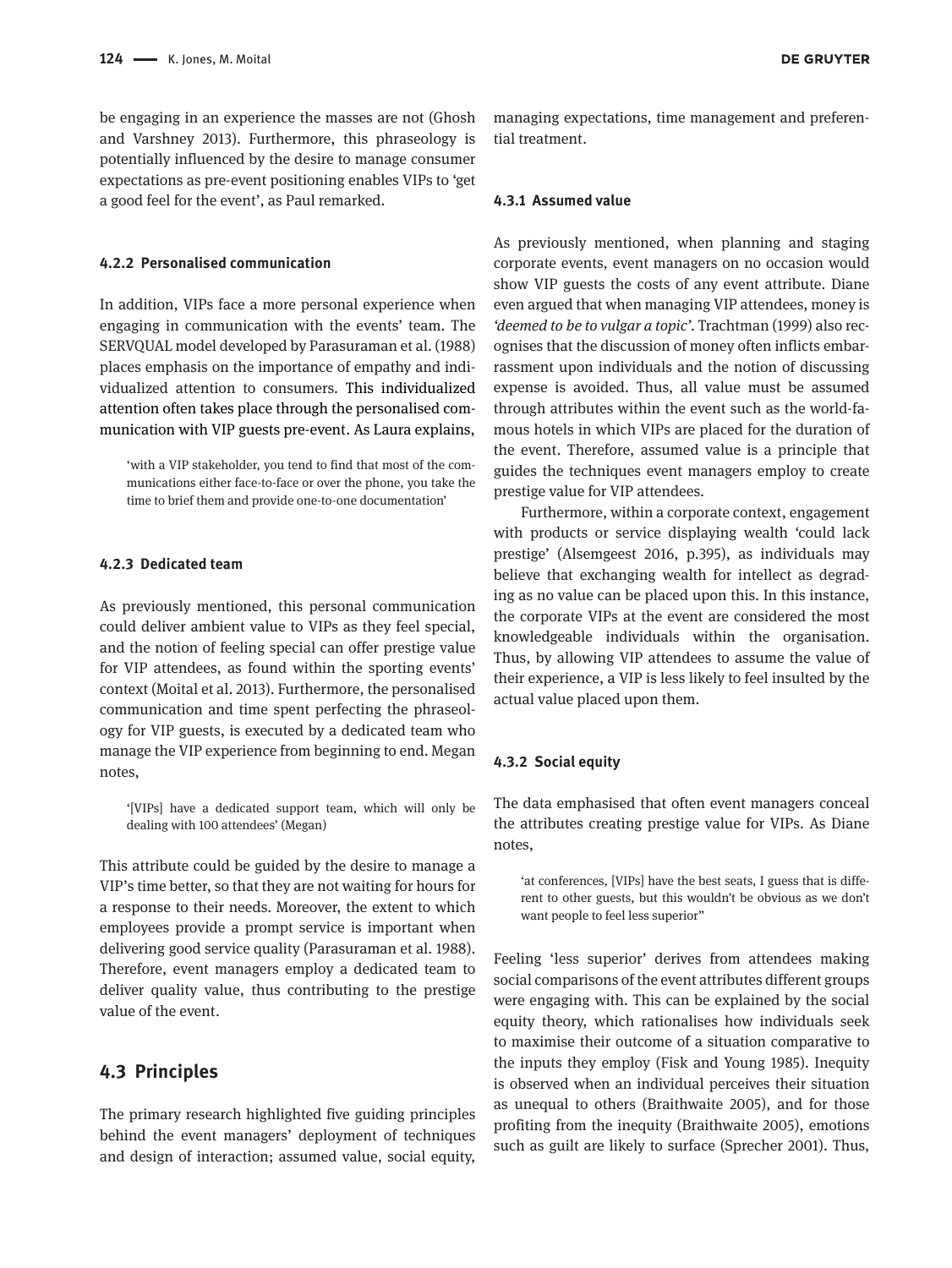be engaging in an experience the masses are not (Ghosh and Varshney 2013). Furthermore, this phraseology is potentially influenced by the desire to manage consumer expectations as pre-event positioning enables VIPs to 'get a good feel for the event', as Paul remarked.

#### 4.2.2 Personalised communication

In addition, VIPs face a more personal experience when engaging in communication with the events' team. The SERVQUAL model developed by Parasuraman et al. (1988) places emphasis on the importance of empathy and individualized attention to consumers. This individualized attention often takes place through the personalised communication with VIP guests pre-event. As Laura explains,

> 'with a VIP stakeholder, you tend to find that most of the communications either face-to-face or over the phone, you take the time to brief them and provide one-to-one documentation'

#### 4.2.3 Dedicated team

As previously mentioned, this personal communication could deliver ambient value to VIPs as they feel special, and the notion of feeling special can offer prestige value for VIP attendees, as found within the sporting events' context (Moital et al. 2013). Furthermore, the personalised communication and time spent perfecting the phraseology for VIP guests, is executed by a dedicated team who manage the VIP experience from beginning to end. Megan notes,

> '[VIPs] have a dedicated support team, which will only be dealing with 100 attendees' (Megan)

This attribute could be guided by the desire to manage a VIP's time better, so that they are not waiting for hours for a response to their needs. Moreover, the extent to which employees provide a prompt service is important when delivering good service quality (Parasuraman et al. 1988). Therefore, event managers employ a dedicated team to deliver quality value, thus contributing to the prestige value of the event.

### 4.3 Principles

The primary research highlighted five guiding principles behind the event managers' deployment of techniques and design of interaction; assumed value, social equity, managing expectations, time management and preferential treatment.

#### 4.3.1 Assumed value

As previously mentioned, when planning and staging corporate events, event managers on no occasion would show VIP guests the costs of any event attribute. Diane even argued that when managing VIP attendees, money is *'deemed to be to vulgar a topic'*. Trachtman (1999) also recognises that the discussion of money often inflicts embarrassment upon individuals and the notion of discussing expense is avoided. Thus, all value must be assumed through attributes within the event such as the world-famous hotels in which VIPs are placed for the duration of the event. Therefore, assumed value is a principle that guides the techniques event managers employ to create prestige value for VIP attendees.

Furthermore, within a corporate context, engagement with products or service displaying wealth 'could lack prestige' (Alsemgeest 2016, p.395), as individuals may believe that exchanging wealth for intellect as degrading as no value can be placed upon this. In this instance, the corporate VIPs at the event are considered the most knowledgeable individuals within the organisation. Thus, by allowing VIP attendees to assume the value of their experience, a VIP is less likely to feel insulted by the actual value placed upon them.

#### 4.3.2 Social equity

The data emphasised that often event managers conceal the attributes creating prestige value for VIPs. As Diane notes,

> 'at conferences, [VIPs] have the best seats, I guess that is different to other guests, but this wouldn't be obvious as we don't want people to feel less superior"

Feeling 'less superior' derives from attendees making social comparisons of the event attributes different groups were engaging with. This can be explained by the social equity theory, which rationalises how individuals seek to maximise their outcome of a situation comparative to the inputs they employ (Fisk and Young 1985). Inequity is observed when an individual perceives their situation as unequal to others (Braithwaite 2005), and for those profiting from the inequity (Braithwaite 2005), emotions such as guilt are likely to surface (Sprecher 2001). Thus,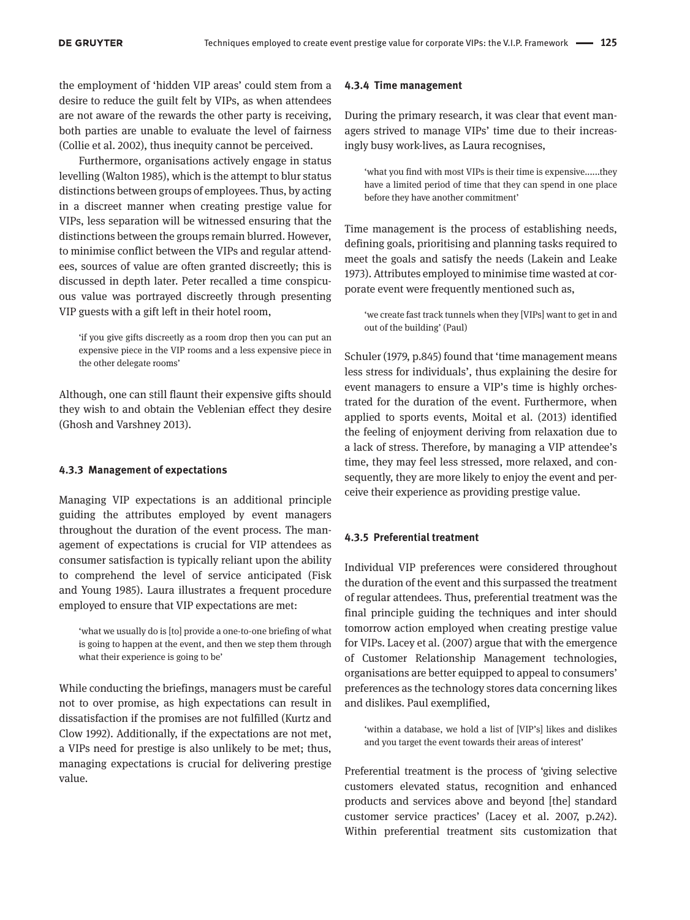the employment of 'hidden VIP areas' could stem from a desire to reduce the guilt felt by VIPs, as when attendees are not aware of the rewards the other party is receiving, both parties are unable to evaluate the level of fairness (Collie et al. 2002), thus inequity cannot be perceived.

Furthermore, organisations actively engage in status levelling (Walton 1985), which is the attempt to blur status distinctions between groups of employees. Thus, by acting in a discreet manner when creating prestige value for VIPs, less separation will be witnessed ensuring that the distinctions between the groups remain blurred. However, to minimise conflict between the VIPs and regular attendees, sources of value are often granted discreetly; this is discussed in depth later. Peter recalled a time conspicuous value was portrayed discreetly through presenting VIP guests with a gift left in their hotel room,

> 'if you give gifts discreetly as a room drop then you can put an expensive piece in the VIP rooms and a less expensive piece in the other delegate rooms'

Although, one can still flaunt their expensive gifts should they wish to and obtain the Veblenian effect they desire (Ghosh and Varshney 2013).

### 4.3.3 Management of expectations

Managing VIP expectations is an additional principle guiding the attributes employed by event managers throughout the duration of the event process. The management of expectations is crucial for VIP attendees as consumer satisfaction is typically reliant upon the ability to comprehend the level of service anticipated (Fisk and Young 1985). Laura illustrates a frequent procedure employed to ensure that VIP expectations are met:

> 'what we usually do is [to] provide a one-to-one briefing of what is going to happen at the event, and then we step them through what their experience is going to be'

While conducting the briefings, managers must be careful not to over promise, as high expectations can result in dissatisfaction if the promises are not fulfilled (Kurtz and Clow 1992). Additionally, if the expectations are not met, a VIPs need for prestige is also unlikely to be met; thus, managing expectations is crucial for delivering prestige value.

### 4.3.4 Time management

During the primary research, it was clear that event managers strived to manage VIPs' time due to their increasingly busy work-lives, as Laura recognises,

> 'what you find with most VIPs is their time is expensive......they have a limited period of time that they can spend in one place before they have another commitment'

Time management is the process of establishing needs, defining goals, prioritising and planning tasks required to meet the goals and satisfy the needs (Lakein and Leake 1973). Attributes employed to minimise time wasted at corporate event were frequently mentioned such as,

> 'we create fast track tunnels when they [VIPs] want to get in and out of the building' (Paul)

Schuler (1979, p.845) found that 'time management means less stress for individuals', thus explaining the desire for event managers to ensure a VIP's time is highly orchestrated for the duration of the event. Furthermore, when applied to sports events, Moital et al. (2013) identified the feeling of enjoyment deriving from relaxation due to a lack of stress. Therefore, by managing a VIP attendee's time, they may feel less stressed, more relaxed, and consequently, they are more likely to enjoy the event and perceive their experience as providing prestige value.

### 4.3.5 Preferential treatment

Individual VIP preferences were considered throughout the duration of the event and this surpassed the treatment of regular attendees. Thus, preferential treatment was the final principle guiding the techniques and inter should tomorrow action employed when creating prestige value for VIPs. Lacey et al. (2007) argue that with the emergence of Customer Relationship Management technologies, organisations are better equipped to appeal to consumers' preferences as the technology stores data concerning likes and dislikes. Paul exemplified,

> 'within a database, we hold a list of [VIP's] likes and dislikes and you target the event towards their areas of interest'

Preferential treatment is the process of 'giving selective customers elevated status, recognition and enhanced products and services above and beyond [the] standard customer service practices' (Lacey et al. 2007, p.242). Within preferential treatment sits customization that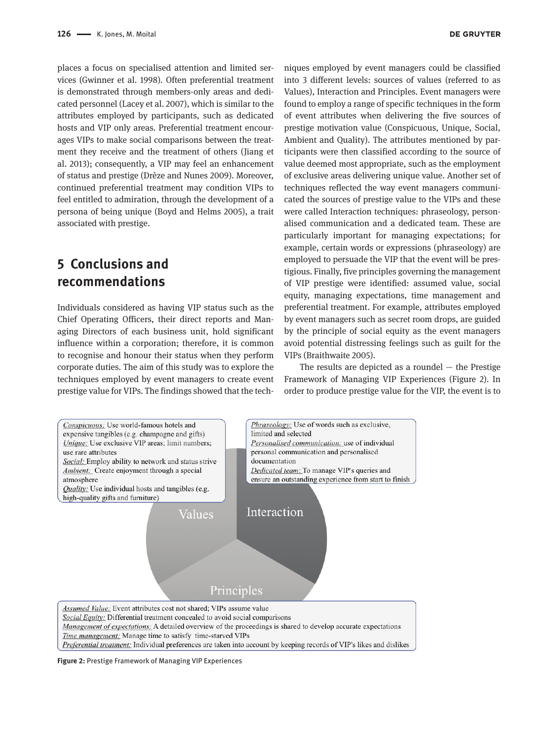places a focus on specialised attention and limited services (Gwinner et al. 1998). Often preferential treatment is demonstrated through members-only areas and dedicated personnel (Lacey et al. 2007), which is similar to the attributes employed by participants, such as dedicated hosts and VIP only areas. Preferential treatment encourages VIPs to make social comparisons between the treatment they receive and the treatment of others (Jiang et al. 2013); consequently, a VIP may feel an enhancement of status and prestige (Drèze and Nunes 2009). Moreover, continued preferential treatment may condition VIPs to feel entitled to admiration, through the development of a persona of being unique (Boyd and Helms 2005), a trait associated with prestige.

## 5 Conclusions and recommendations

Individuals considered as having VIP status such as the Chief Operating Officers, their direct reports and Managing Directors of each business unit, hold significant influence within a corporation; therefore, it is common to recognise and honour their status when they perform corporate duties. The aim of this study was to explore the techniques employed by event managers to create event prestige value for VIPs. The findings showed that the techniques employed by event managers could be classified into 3 different levels: sources of values (referred to as Values), Interaction and Principles. Event managers were found to employ a range of specific techniques in the form of event attributes when delivering the five sources of prestige motivation value (Conspicuous, Unique, Social, Ambient and Quality). The attributes mentioned by participants were then classified according to the source of value deemed most appropriate, such as the employment of exclusive areas delivering unique value. Another set of techniques reflected the way event managers communicated the sources of prestige value to the VIPs and these were called Interaction techniques: phraseology, personalised communication and a dedicated team. These are particularly important for managing expectations; for example, certain words or expressions (phraseology) are employed to persuade the VIP that the event will be prestigious. Finally, five principles governing the management of VIP prestige were identified: assumed value, social equity, managing expectations, time management and preferential treatment. For example, attributes employed by event managers such as secret room drops, are guided by the principle of social equity as the event managers avoid potential distressing feelings such as guilt for the VIPs (Braithwaite 2005).

The results are depicted as a roundel — the Prestige Framework of Managing VIP Experiences (Figure 2). In order to produce prestige value for the VIP, the event is to

**Values**

*Conspicuous:* Use world-famous hotels and expensive tangibles (e.g. champagne and gifts)
*Unique:* Use exclusive VIP areas; limit numbers; use rare attributes
*Social:* Employ ability to network and status strive
*Ambient:* Create enjoyment through a special atmosphere
*Quality:* Use individual hosts and tangibles (e.g. high-quality gifts and furniture)

**Interaction**

*Phraseology:* Use of words such as exclusive, limited and selected
*Personalised communication:* use of individual personal communication and personalised documentation
*Dedicated team:* To manage VIP's queries and ensure an outstanding experience from start to finish

**Principles**

*Assumed Value:* Event attributes cost not shared; VIPs assume value
*Social Equity:* Differential treatment concealed to avoid social comparisons
*Management of expectations:* A detailed overview of the proceedings is shared to develop accurate expectations
*Time management:* Manage time to satisfy time-starved VIPs
*Preferential treatment:* Individual preferences are taken into account by keeping records of VIP's likes and dislikes

**Figure 2:** Prestige Framework of Managing VIP Experiences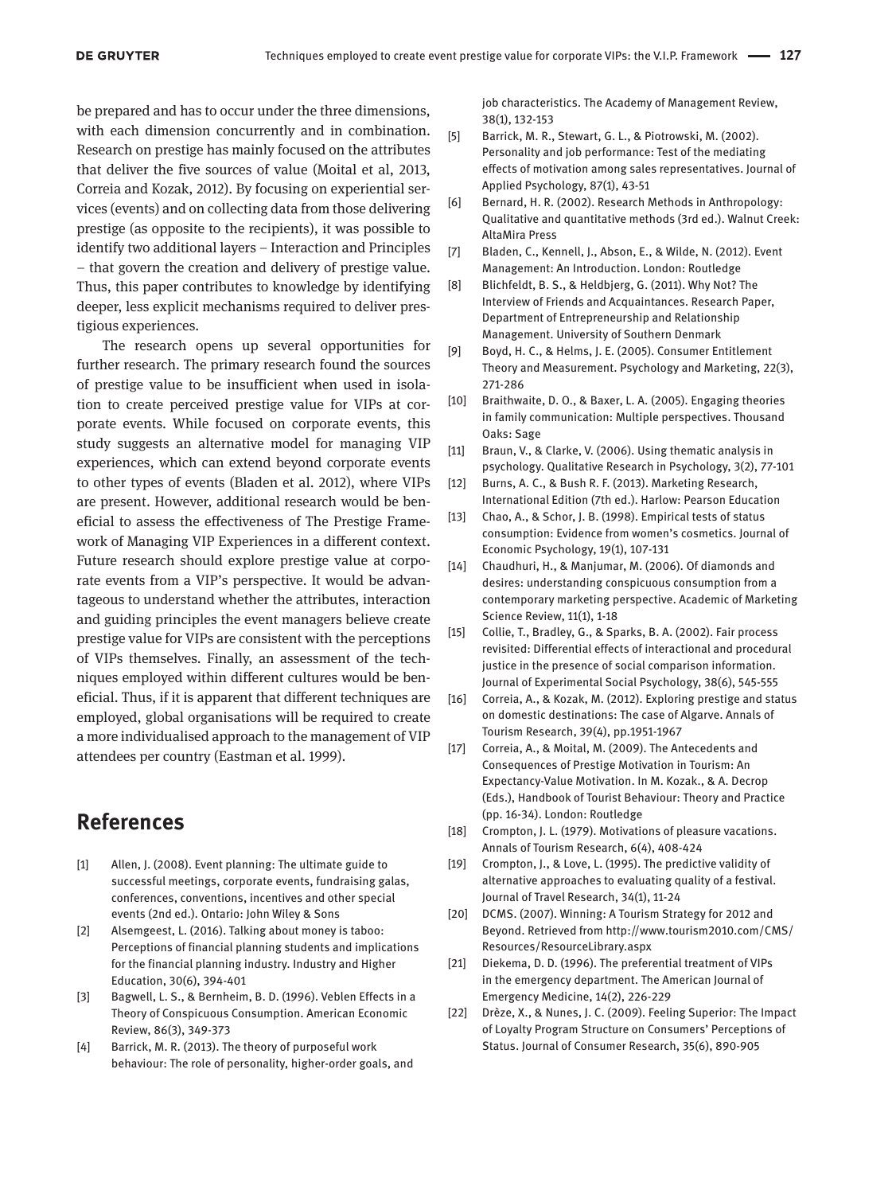be prepared and has to occur under the three dimensions, with each dimension concurrently and in combination. Research on prestige has mainly focused on the attributes that deliver the five sources of value (Moital et al, 2013, Correia and Kozak, 2012). By focusing on experiential services (events) and on collecting data from those delivering prestige (as opposite to the recipients), it was possible to identify two additional layers – Interaction and Principles – that govern the creation and delivery of prestige value. Thus, this paper contributes to knowledge by identifying deeper, less explicit mechanisms required to deliver prestigious experiences.

The research opens up several opportunities for further research. The primary research found the sources of prestige value to be insufficient when used in isolation to create perceived prestige value for VIPs at corporate events. While focused on corporate events, this study suggests an alternative model for managing VIP experiences, which can extend beyond corporate events to other types of events (Bladen et al. 2012), where VIPs are present. However, additional research would be beneficial to assess the effectiveness of The Prestige Framework of Managing VIP Experiences in a different context. Future research should explore prestige value at corporate events from a VIP's perspective. It would be advantageous to understand whether the attributes, interaction and guiding principles the event managers believe create prestige value for VIPs are consistent with the perceptions of VIPs themselves. Finally, an assessment of the techniques employed within different cultures would be beneficial. Thus, if it is apparent that different techniques are employed, global organisations will be required to create a more individualised approach to the management of VIP attendees per country (Eastman et al. 1999).

## References

[1] Allen, J. (2008). Event planning: The ultimate guide to successful meetings, corporate events, fundraising galas, conferences, conventions, incentives and other special events (2nd ed.). Ontario: John Wiley & Sons

[2] Alsemgeest, L. (2016). Talking about money is taboo: Perceptions of financial planning students and implications for the financial planning industry. Industry and Higher Education, 30(6), 394-401

[3] Bagwell, L. S., & Bernheim, B. D. (1996). Veblen Effects in a Theory of Conspicuous Consumption. American Economic Review, 86(3), 349-373

[4] Barrick, M. R. (2013). The theory of purposeful work behaviour: The role of personality, higher-order goals, and job characteristics. The Academy of Management Review, 38(1), 132-153

[5] Barrick, M. R., Stewart, G. L., & Piotrowski, M. (2002). Personality and job performance: Test of the mediating effects of motivation among sales representatives. Journal of Applied Psychology, 87(1), 43-51

[6] Bernard, H. R. (2002). Research Methods in Anthropology: Qualitative and quantitative methods (3rd ed.). Walnut Creek: AltaMira Press

[7] Bladen, C., Kennell, J., Abson, E., & Wilde, N. (2012). Event Management: An Introduction. London: Routledge

[8] Blichfeldt, B. S., & Heldbjerg, G. (2011). Why Not? The Interview of Friends and Acquaintances. Research Paper, Department of Entrepreneurship and Relationship Management. University of Southern Denmark

[9] Boyd, H. C., & Helms, J. E. (2005). Consumer Entitlement Theory and Measurement. Psychology and Marketing, 22(3), 271-286

[10] Braithwaite, D. O., & Baxer, L. A. (2005). Engaging theories in family communication: Multiple perspectives. Thousand Oaks: Sage

[11] Braun, V., & Clarke, V. (2006). Using thematic analysis in psychology. Qualitative Research in Psychology, 3(2), 77-101

[12] Burns, A. C., & Bush R. F. (2013). Marketing Research, International Edition (7th ed.). Harlow: Pearson Education

[13] Chao, A., & Schor, J. B. (1998). Empirical tests of status consumption: Evidence from women's cosmetics. Journal of Economic Psychology, 19(1), 107-131

[14] Chaudhuri, H., & Manjumar, M. (2006). Of diamonds and desires: understanding conspicuous consumption from a contemporary marketing perspective. Academic of Marketing Science Review, 11(1), 1-18

[15] Collie, T., Bradley, G., & Sparks, B. A. (2002). Fair process revisited: Differential effects of interactional and procedural justice in the presence of social comparison information. Journal of Experimental Social Psychology, 38(6), 545-555

[16] Correia, A., & Kozak, M. (2012). Exploring prestige and status on domestic destinations: The case of Algarve. Annals of Tourism Research, 39(4), pp.1951-1967

[17] Correia, A., & Moital, M. (2009). The Antecedents and Consequences of Prestige Motivation in Tourism: An Expectancy-Value Motivation. In M. Kozak., & A. Decrop (Eds.), Handbook of Tourist Behaviour: Theory and Practice (pp. 16-34). London: Routledge

[18] Crompton, J. L. (1979). Motivations of pleasure vacations. Annals of Tourism Research, 6(4), 408-424

[19] Crompton, J., & Love, L. (1995). The predictive validity of alternative approaches to evaluating quality of a festival. Journal of Travel Research, 34(1), 11-24

[20] DCMS. (2007). Winning: A Tourism Strategy for 2012 and Beyond. Retrieved from http://www.tourism2010.com/CMS/Resources/ResourceLibrary.aspx

[21] Diekema, D. D. (1996). The preferential treatment of VIPs in the emergency department. The American Journal of Emergency Medicine, 14(2), 226-229

[22] Drèze, X., & Nunes, J. C. (2009). Feeling Superior: The Impact of Loyalty Program Structure on Consumers' Perceptions of Status. Journal of Consumer Research, 35(6), 890-905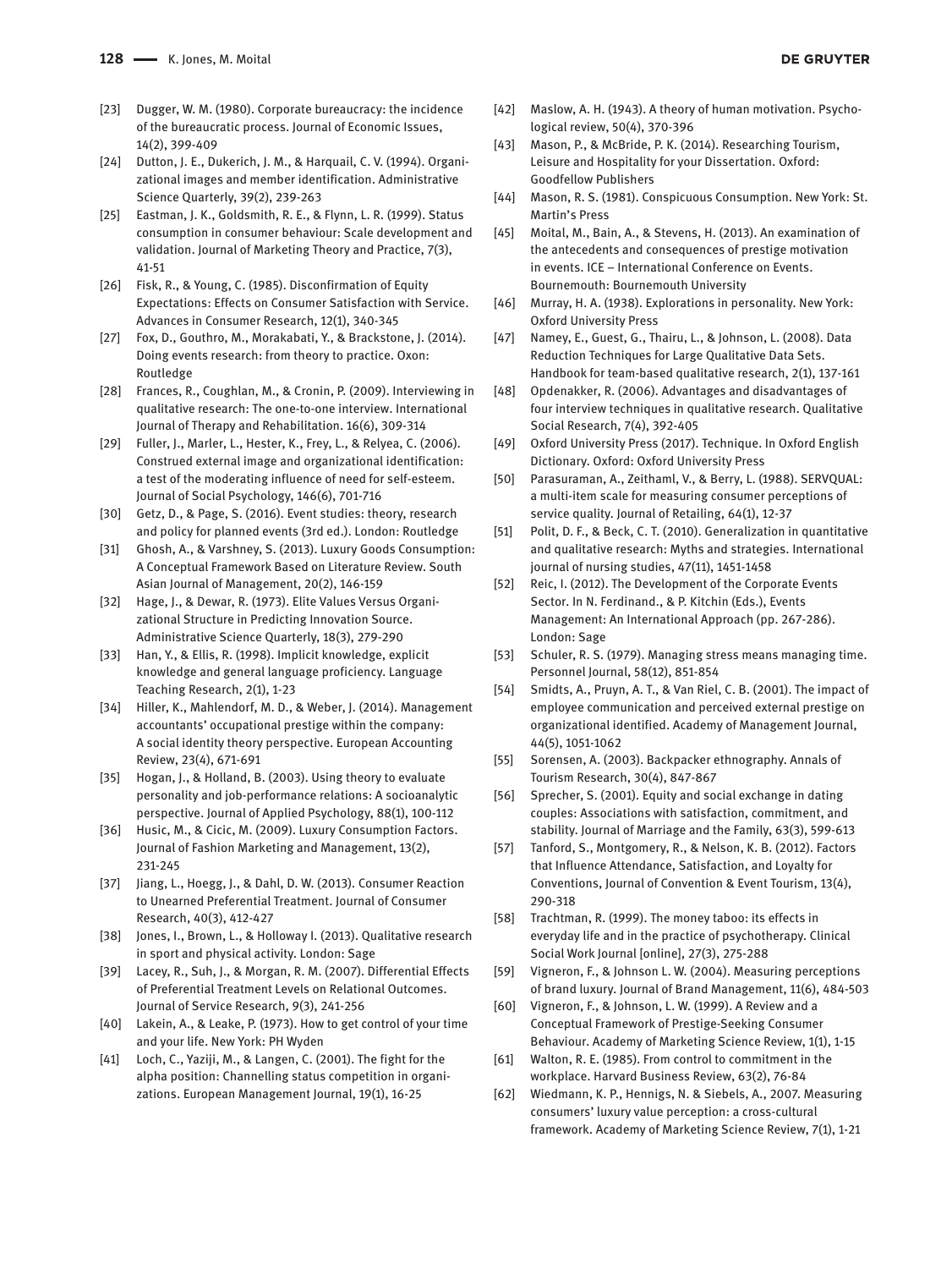[23] Dugger, W. M. (1980). Corporate bureaucracy: the incidence of the bureaucratic process. Journal of Economic Issues, 14(2), 399-409

[24] Dutton, J. E., Dukerich, J. M., & Harquail, C. V. (1994). Organizational images and member identification. Administrative Science Quarterly, 39(2), 239-263

[25] Eastman, J. K., Goldsmith, R. E., & Flynn, L. R. (1999). Status consumption in consumer behaviour: Scale development and validation. Journal of Marketing Theory and Practice, 7(3), 41-51

[26] Fisk, R., & Young, C. (1985). Disconfirmation of Equity Expectations: Effects on Consumer Satisfaction with Service. Advances in Consumer Research, 12(1), 340-345

[27] Fox, D., Gouthro, M., Morakabati, Y., & Brackstone, J. (2014). Doing events research: from theory to practice. Oxon: Routledge

[28] Frances, R., Coughlan, M., & Cronin, P. (2009). Interviewing in qualitative research: The one-to-one interview. International Journal of Therapy and Rehabilitation. 16(6), 309-314

[29] Fuller, J., Marler, L., Hester, K., Frey, L., & Relyea, C. (2006). Construed external image and organizational identification: a test of the moderating influence of need for self-esteem. Journal of Social Psychology, 146(6), 701-716

[30] Getz, D., & Page, S. (2016). Event studies: theory, research and policy for planned events (3rd ed.). London: Routledge

[31] Ghosh, A., & Varshney, S. (2013). Luxury Goods Consumption: A Conceptual Framework Based on Literature Review. South Asian Journal of Management, 20(2), 146-159

[32] Hage, J., & Dewar, R. (1973). Elite Values Versus Organizational Structure in Predicting Innovation Source. Administrative Science Quarterly, 18(3), 279-290

[33] Han, Y., & Ellis, R. (1998). Implicit knowledge, explicit knowledge and general language proficiency. Language Teaching Research, 2(1), 1-23

[34] Hiller, K., Mahlendorf, M. D., & Weber, J. (2014). Management accountants' occupational prestige within the company: A social identity theory perspective. European Accounting Review, 23(4), 671-691

[35] Hogan, J., & Holland, B. (2003). Using theory to evaluate personality and job-performance relations: A socioanalytic perspective. Journal of Applied Psychology, 88(1), 100-112

[36] Husic, M., & Cicic, M. (2009). Luxury Consumption Factors. Journal of Fashion Marketing and Management, 13(2), 231-245

[37] Jiang, L., Hoegg, J., & Dahl, D. W. (2013). Consumer Reaction to Unearned Preferential Treatment. Journal of Consumer Research, 40(3), 412-427

[38] Jones, I., Brown, L., & Holloway I. (2013). Qualitative research in sport and physical activity. London: Sage

[39] Lacey, R., Suh, J., & Morgan, R. M. (2007). Differential Effects of Preferential Treatment Levels on Relational Outcomes. Journal of Service Research, 9(3), 241-256

[40] Lakein, A., & Leake, P. (1973). How to get control of your time and your life. New York: PH Wyden

[41] Loch, C., Yaziji, M., & Langen, C. (2001). The fight for the alpha position: Channelling status competition in organizations. European Management Journal, 19(1), 16-25

[42] Maslow, A. H. (1943). A theory of human motivation. Psychological review, 50(4), 370-396

[43] Mason, P., & McBride, P. K. (2014). Researching Tourism, Leisure and Hospitality for your Dissertation. Oxford: Goodfellow Publishers

[44] Mason, R. S. (1981). Conspicuous Consumption. New York: St. Martin's Press

[45] Moital, M., Bain, A., & Stevens, H. (2013). An examination of the antecedents and consequences of prestige motivation in events. ICE – International Conference on Events. Bournemouth: Bournemouth University

[46] Murray, H. A. (1938). Explorations in personality. New York: Oxford University Press

[47] Namey, E., Guest, G., Thairu, L., & Johnson, L. (2008). Data Reduction Techniques for Large Qualitative Data Sets. Handbook for team-based qualitative research, 2(1), 137-161

[48] Opdenakker, R. (2006). Advantages and disadvantages of four interview techniques in qualitative research. Qualitative Social Research, 7(4), 392-405

[49] Oxford University Press (2017). Technique. In Oxford English Dictionary. Oxford: Oxford University Press

[50] Parasuraman, A., Zeithaml, V., & Berry, L. (1988). SERVQUAL: a multi-item scale for measuring consumer perceptions of service quality. Journal of Retailing, 64(1), 12-37

[51] Polit, D. F., & Beck, C. T. (2010). Generalization in quantitative and qualitative research: Myths and strategies. International journal of nursing studies, 47(11), 1451-1458

[52] Reic, I. (2012). The Development of the Corporate Events Sector. In N. Ferdinand., & P. Kitchin (Eds.), Events Management: An International Approach (pp. 267-286). London: Sage

[53] Schuler, R. S. (1979). Managing stress means managing time. Personnel Journal, 58(12), 851-854

[54] Smidts, A., Pruyn, A. T., & Van Riel, C. B. (2001). The impact of employee communication and perceived external prestige on organizational identified. Academy of Management Journal, 44(5), 1051-1062

[55] Sorensen, A. (2003). Backpacker ethnography. Annals of Tourism Research, 30(4), 847-867

[56] Sprecher, S. (2001). Equity and social exchange in dating couples: Associations with satisfaction, commitment, and stability. Journal of Marriage and the Family, 63(3), 599-613

[57] Tanford, S., Montgomery, R., & Nelson, K. B. (2012). Factors that Influence Attendance, Satisfaction, and Loyalty for Conventions, Journal of Convention & Event Tourism, 13(4), 290-318

[58] Trachtman, R. (1999). The money taboo: its effects in everyday life and in the practice of psychotherapy. Clinical Social Work Journal [online], 27(3), 275-288

[59] Vigneron, F., & Johnson L. W. (2004). Measuring perceptions of brand luxury. Journal of Brand Management, 11(6), 484-503

[60] Vigneron, F., & Johnson, L. W. (1999). A Review and a Conceptual Framework of Prestige-Seeking Consumer Behaviour. Academy of Marketing Science Review, 1(1), 1-15

[61] Walton, R. E. (1985). From control to commitment in the workplace. Harvard Business Review, 63(2), 76-84

[62] Wiedmann, K. P., Hennigs, N. & Siebels, A., 2007. Measuring consumers' luxury value perception: a cross-cultural framework. Academy of Marketing Science Review, 7(1), 1-21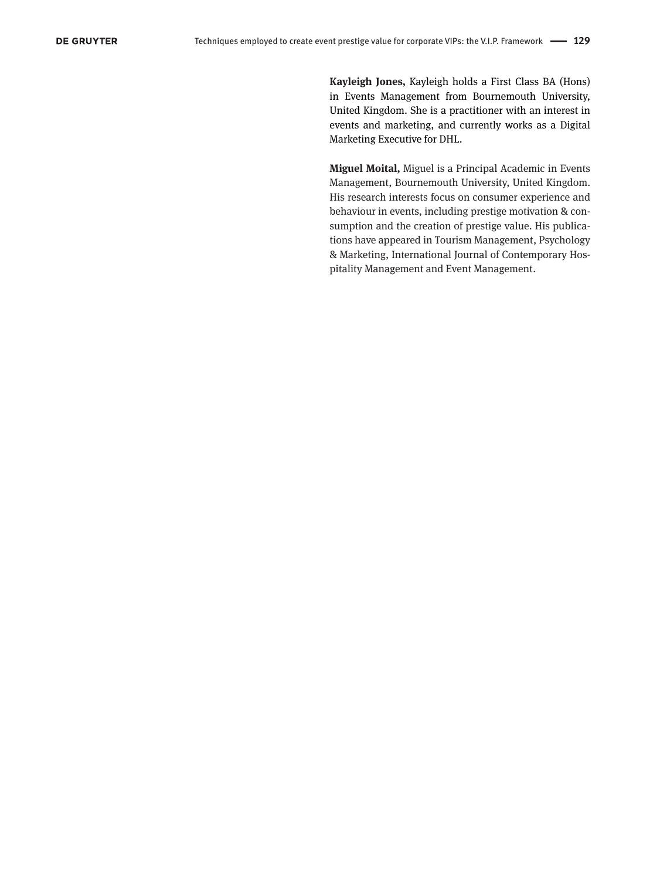**Kayleigh Jones,** Kayleigh holds a First Class BA (Hons) in Events Management from Bournemouth University, United Kingdom. She is a practitioner with an interest in events and marketing, and currently works as a Digital Marketing Executive for DHL.

**Miguel Moital,** Miguel is a Principal Academic in Events Management, Bournemouth University, United Kingdom. His research interests focus on consumer experience and behaviour in events, including prestige motivation & consumption and the creation of prestige value. His publications have appeared in Tourism Management, Psychology & Marketing, International Journal of Contemporary Hospitality Management and Event Management.